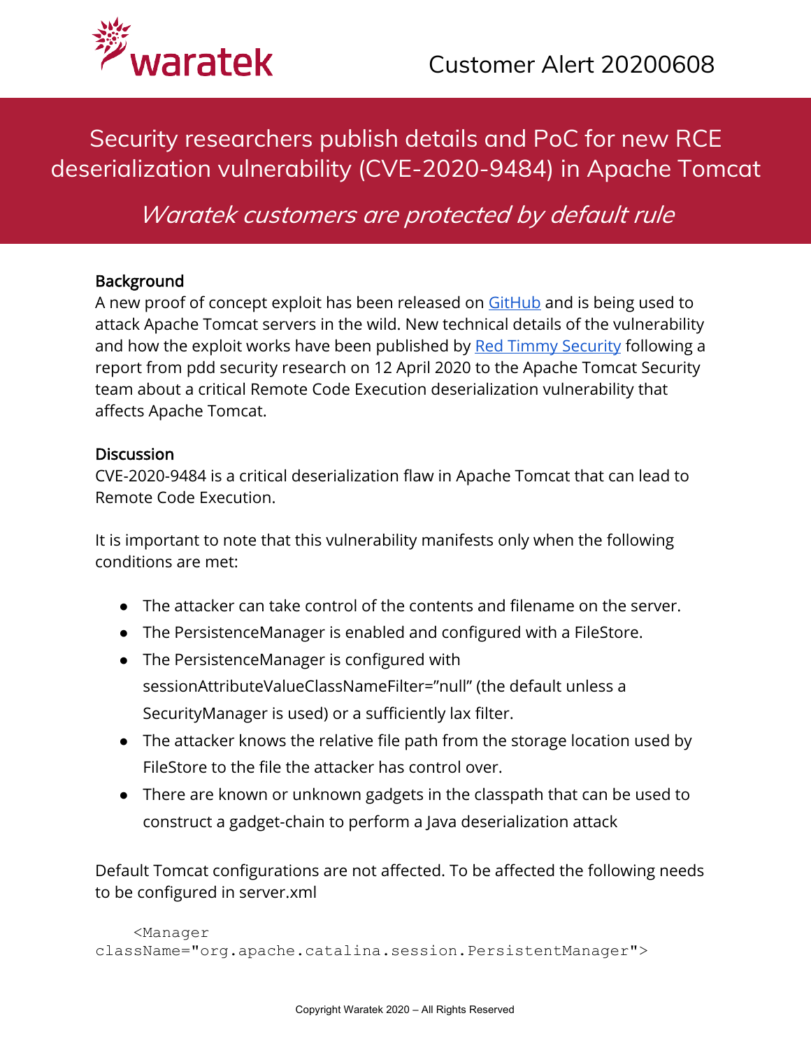waratek

Customer Alert 20200608

# Security researchers publish details and PoC for new RCE deserialization vulnerability (CVE-2020-9484) in Apache Tomcat

*Waratek customers are protected by default rule*

## Background

A new proof of concept exploit has been released on [GitHub](https://github.com) and is being used to attack Apache Tomcat servers in the wild. New technical details of the vulnerability and how the exploit works have been published by [Red Timmy Security](https://www.redtimmy.com) following a report from pdd security research on 12 April 2020 to the Apache Tomcat Security team about a critical Remote Code Execution deserialization vulnerability that affects Apache Tomcat.

## Discussion

CVE-2020-9484 is a critical deserialization flaw in Apache Tomcat that can lead to Remote Code Execution.

It is important to note that this vulnerability manifests only when the following conditions are met:

- The attacker can take control of the contents and filename on the server.
- The PersistenceManager is enabled and configured with a FileStore.
- The PersistenceManager is configured with sessionAttributeValueClassNameFilter="null" (the default unless a SecurityManager is used) or a sufficiently lax filter.
- The attacker knows the relative file path from the storage location used by FileStore to the file the attacker has control over.
- There are known or unknown gadgets in the classpath that can be used to construct a gadget-chain to perform a Java deserialization attack

Default Tomcat configurations are not affected. To be affected the following needs to be configured in server.xml

```
    <Manager
className="org.apache.catalina.session.PersistentManager">
```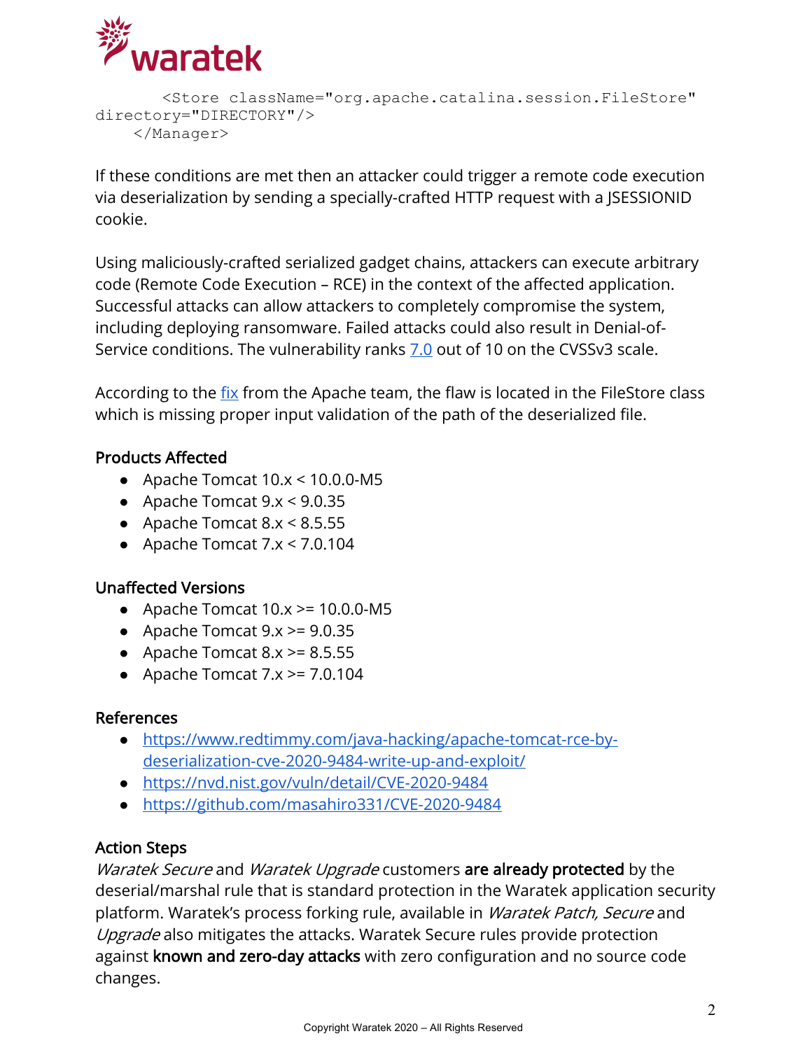```
        <Store className="org.apache.catalina.session.FileStore"
directory="DIRECTORY"/>
    </Manager>
```

If these conditions are met then an attacker could trigger a remote code execution via deserialization by sending a specially-crafted HTTP request with a JSESSIONID cookie.

Using maliciously-crafted serialized gadget chains, attackers can execute arbitrary code (Remote Code Execution – RCE) in the context of the affected application. Successful attacks can allow attackers to completely compromise the system, including deploying ransomware. Failed attacks could also result in Denial-of-Service conditions. The vulnerability ranks [7.0](7.0) out of 10 on the CVSSv3 scale.

According to the [fix](fix) from the Apache team, the flaw is located in the FileStore class which is missing proper input validation of the path of the deserialized file.

### Products Affected

- Apache Tomcat 10.x < 10.0.0-M5
- Apache Tomcat 9.x < 9.0.35
- Apache Tomcat 8.x < 8.5.55
- Apache Tomcat 7.x < 7.0.104

### Unaffected Versions

- Apache Tomcat 10.x >= 10.0.0-M5
- Apache Tomcat 9.x >= 9.0.35
- Apache Tomcat 8.x >= 8.5.55
- Apache Tomcat 7.x >= 7.0.104

### References

- https://www.redtimmy.com/java-hacking/apache-tomcat-rce-by-deserialization-cve-2020-9484-write-up-and-exploit/
- https://nvd.nist.gov/vuln/detail/CVE-2020-9484
- https://github.com/masahiro331/CVE-2020-9484

### Action Steps

*Waratek Secure* and *Waratek Upgrade* customers **are already protected** by the deserial/marshal rule that is standard protection in the Waratek application security platform. Waratek's process forking rule, available in *Waratek Patch, Secure* and *Upgrade* also mitigates the attacks. Waratek Secure rules provide protection against **known and zero-day attacks** with zero configuration and no source code changes.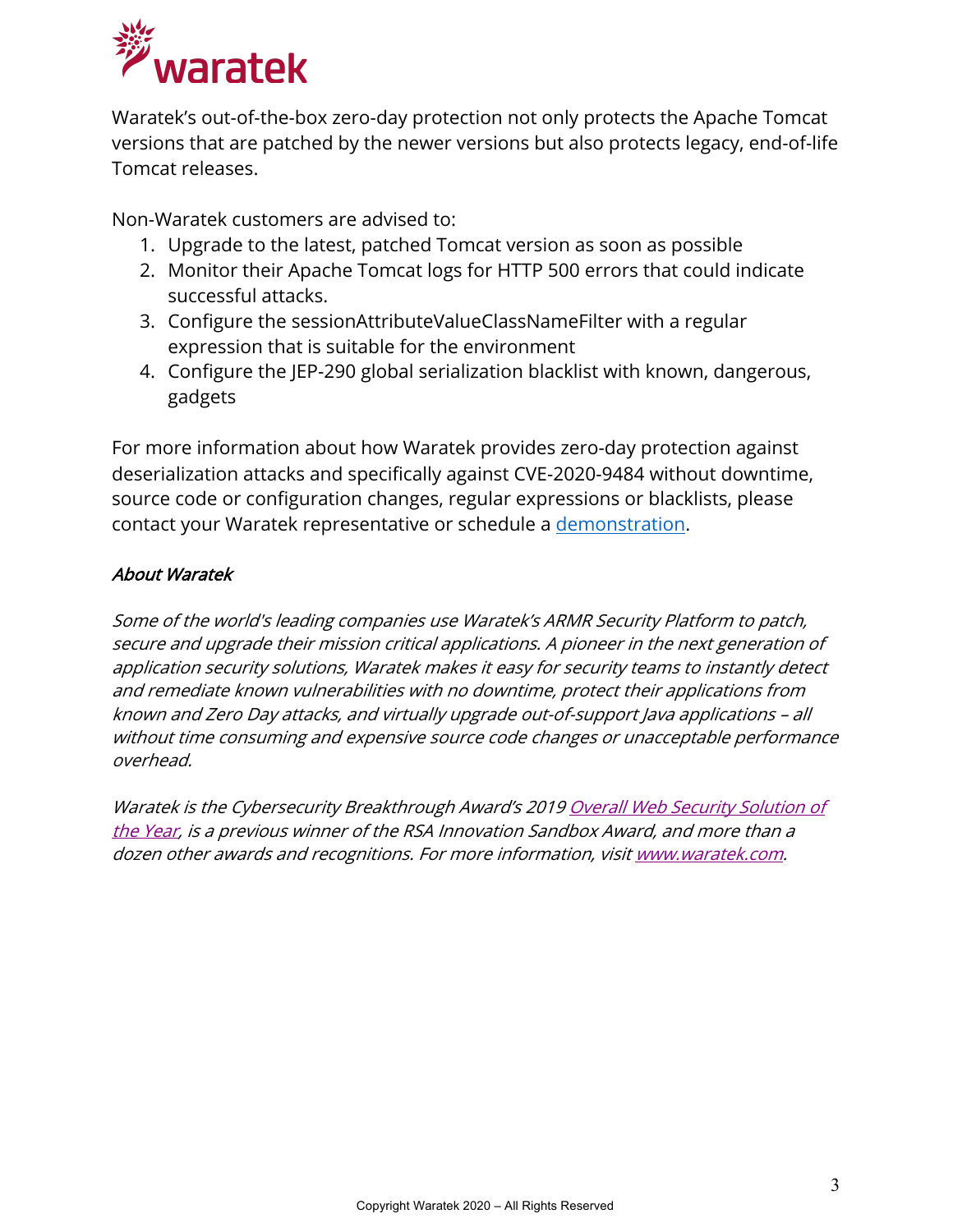Waratek's out-of-the-box zero-day protection not only protects the Apache Tomcat versions that are patched by the newer versions but also protects legacy, end-of-life Tomcat releases.

Non-Waratek customers are advised to:

1. Upgrade to the latest, patched Tomcat version as soon as possible
2. Monitor their Apache Tomcat logs for HTTP 500 errors that could indicate successful attacks.
3. Configure the sessionAttributeValueClassNameFilter with a regular expression that is suitable for the environment
4. Configure the JEP-290 global serialization blacklist with known, dangerous, gadgets

For more information about how Waratek provides zero-day protection against deserialization attacks and specifically against CVE-2020-9484 without downtime, source code or configuration changes, regular expressions or blacklists, please contact your Waratek representative or schedule a demonstration.

*About Waratek*

*Some of the world's leading companies use Waratek's ARMR Security Platform to patch, secure and upgrade their mission critical applications. A pioneer in the next generation of application security solutions, Waratek makes it easy for security teams to instantly detect and remediate known vulnerabilities with no downtime, protect their applications from known and Zero Day attacks, and virtually upgrade out-of-support Java applications – all without time consuming and expensive source code changes or unacceptable performance overhead.*

*Waratek is the Cybersecurity Breakthrough Award's 2019 Overall Web Security Solution of the Year, is a previous winner of the RSA Innovation Sandbox Award, and more than a dozen other awards and recognitions. For more information, visit www.waratek.com.*

Copyright Waratek 2020 – All Rights Reserved